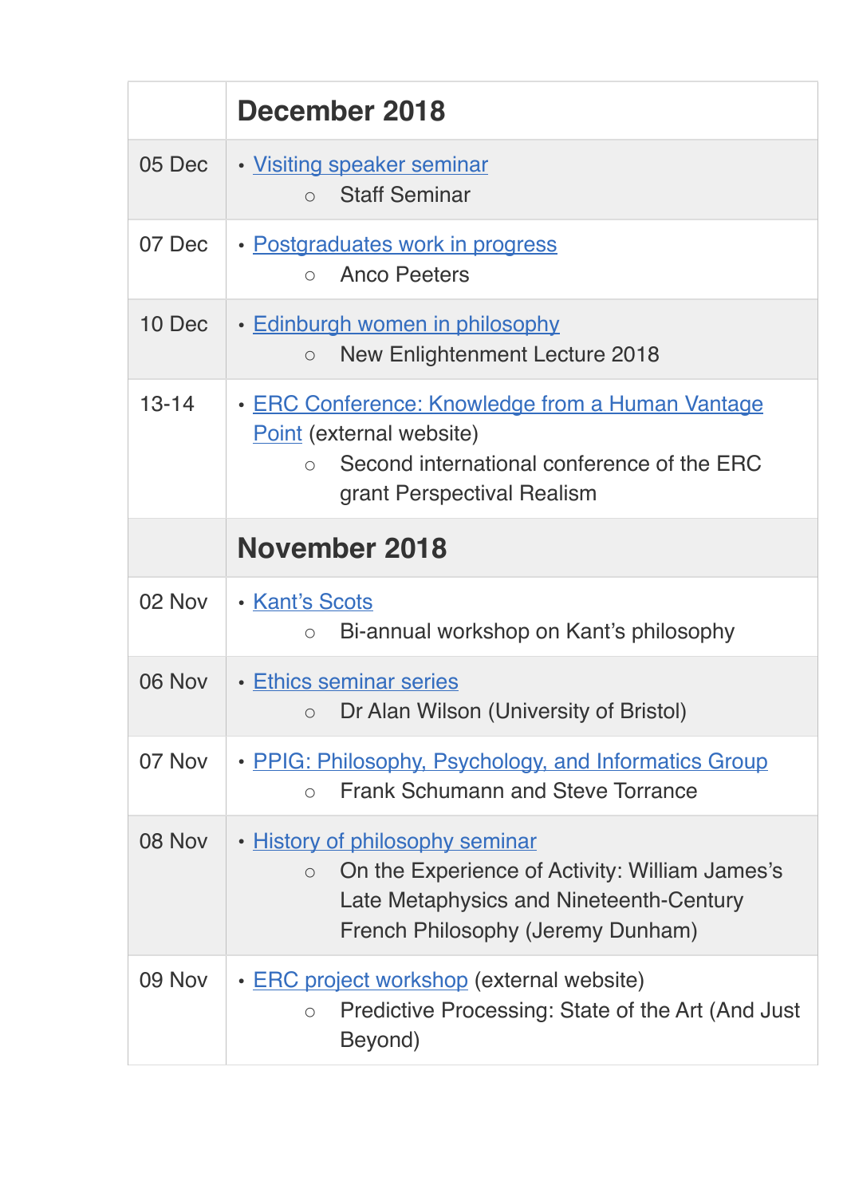| | **December 2018** |
|---|---|
| 05 Dec | • Visiting speaker seminar<br>○ Staff Seminar |
| 07 Dec | • Postgraduates work in progress<br>○ Anco Peeters |
| 10 Dec | • Edinburgh women in philosophy<br>○ New Enlightenment Lecture 2018 |
| 13-14 | • ERC Conference: Knowledge from a Human Vantage Point (external website)<br>○ Second international conference of the ERC grant Perspectival Realism |
| | **November 2018** |
| 02 Nov | • Kant's Scots<br>○ Bi-annual workshop on Kant's philosophy |
| 06 Nov | • Ethics seminar series<br>○ Dr Alan Wilson (University of Bristol) |
| 07 Nov | • PPIG: Philosophy, Psychology, and Informatics Group<br>○ Frank Schumann and Steve Torrance |
| 08 Nov | • History of philosophy seminar<br>○ On the Experience of Activity: William James's Late Metaphysics and Nineteenth-Century French Philosophy (Jeremy Dunham) |
| 09 Nov | • ERC project workshop (external website)<br>○ Predictive Processing: State of the Art (And Just Beyond) |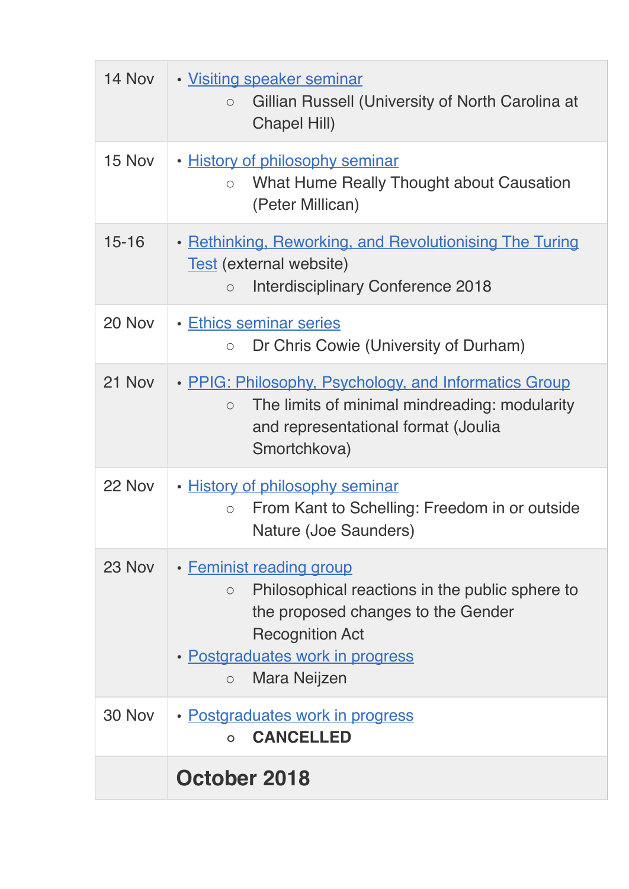| | |
|---|---|
| 14 Nov | • Visiting speaker seminar<br>  ○ Gillian Russell (University of North Carolina at Chapel Hill) |
| 15 Nov | • History of philosophy seminar<br>  ○ What Hume Really Thought about Causation (Peter Millican) |
| 15-16 | • Rethinking, Reworking, and Revolutionising The Turing Test (external website)<br>  ○ Interdisciplinary Conference 2018 |
| 20 Nov | • Ethics seminar series<br>  ○ Dr Chris Cowie (University of Durham) |
| 21 Nov | • PPIG: Philosophy, Psychology, and Informatics Group<br>  ○ The limits of minimal mindreading: modularity and representational format (Joulia Smortchkova) |
| 22 Nov | • History of philosophy seminar<br>  ○ From Kant to Schelling: Freedom in or outside Nature (Joe Saunders) |
| 23 Nov | • Feminist reading group<br>  ○ Philosophical reactions in the public sphere to the proposed changes to the Gender Recognition Act<br>• Postgraduates work in progress<br>  ○ Mara Neijzen |
| 30 Nov | • Postgraduates work in progress<br>  ○ **CANCELLED** |
| | **October 2018** |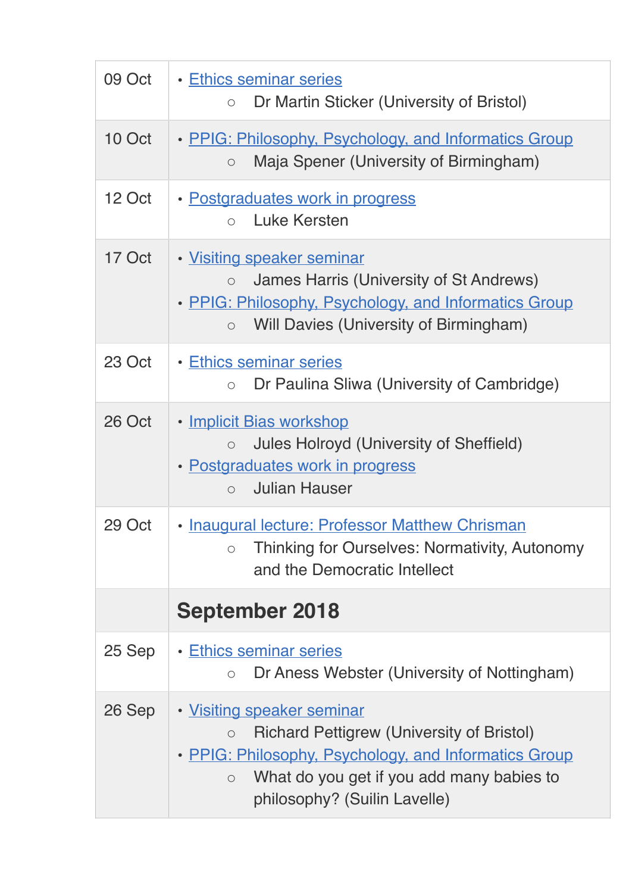| | |
|---|---|
| 09 Oct | • Ethics seminar series<br>○ Dr Martin Sticker (University of Bristol) |
| 10 Oct | • PPIG: Philosophy, Psychology, and Informatics Group<br>○ Maja Spener (University of Birmingham) |
| 12 Oct | • Postgraduates work in progress<br>○ Luke Kersten |
| 17 Oct | • Visiting speaker seminar<br>○ James Harris (University of St Andrews)<br>• PPIG: Philosophy, Psychology, and Informatics Group<br>○ Will Davies (University of Birmingham) |
| 23 Oct | • Ethics seminar series<br>○ Dr Paulina Sliwa (University of Cambridge) |
| 26 Oct | • Implicit Bias workshop<br>○ Jules Holroyd (University of Sheffield)<br>• Postgraduates work in progress<br>○ Julian Hauser |
| 29 Oct | • Inaugural lecture: Professor Matthew Chrisman<br>○ Thinking for Ourselves: Normativity, Autonomy and the Democratic Intellect |
| | **September 2018** |
| 25 Sep | • Ethics seminar series<br>○ Dr Aness Webster (University of Nottingham) |
| 26 Sep | • Visiting speaker seminar<br>○ Richard Pettigrew (University of Bristol)<br>• PPIG: Philosophy, Psychology, and Informatics Group<br>○ What do you get if you add many babies to philosophy? (Suilin Lavelle) |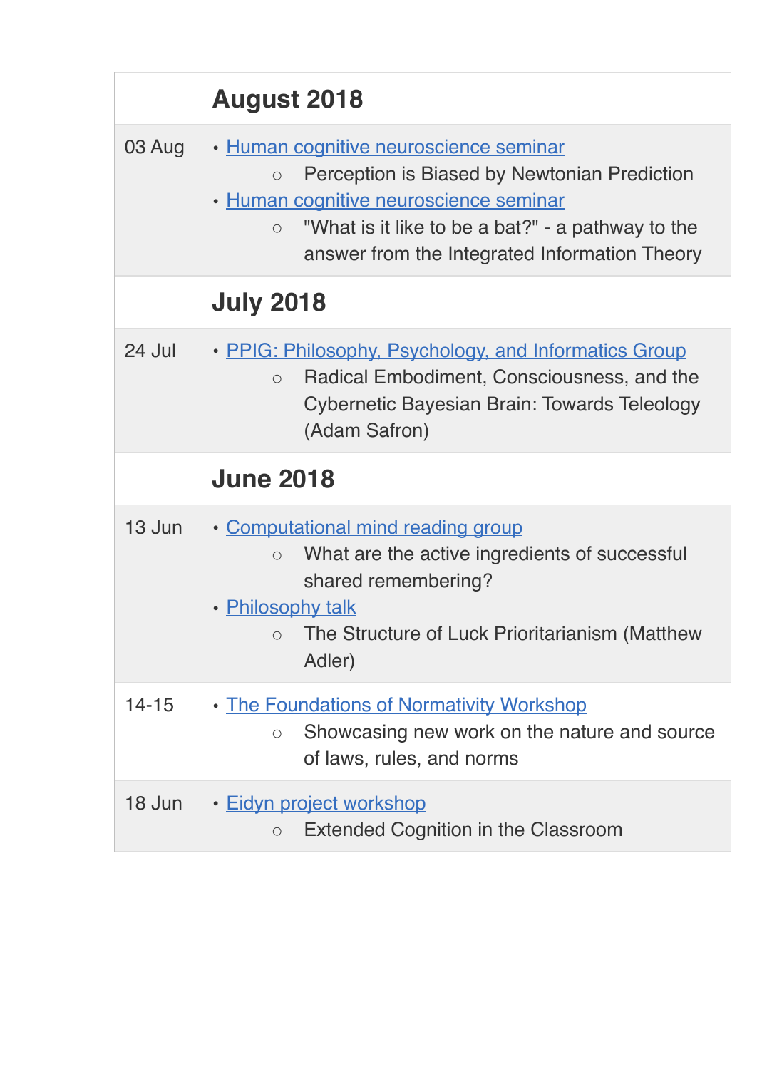| | **August 2018** |
|---|---|
| 03 Aug | • Human cognitive neuroscience seminar<br>○ Perception is Biased by Newtonian Prediction<br>• Human cognitive neuroscience seminar<br>○ "What is it like to be a bat?" - a pathway to the answer from the Integrated Information Theory |
| | **July 2018** |
| 24 Jul | • PPIG: Philosophy, Psychology, and Informatics Group<br>○ Radical Embodiment, Consciousness, and the Cybernetic Bayesian Brain: Towards Teleology (Adam Safron) |
| | **June 2018** |
| 13 Jun | • Computational mind reading group<br>○ What are the active ingredients of successful shared remembering?<br>• Philosophy talk<br>○ The Structure of Luck Prioritarianism (Matthew Adler) |
| 14-15 | • The Foundations of Normativity Workshop<br>○ Showcasing new work on the nature and source of laws, rules, and norms |
| 18 Jun | • Eidyn project workshop<br>○ Extended Cognition in the Classroom |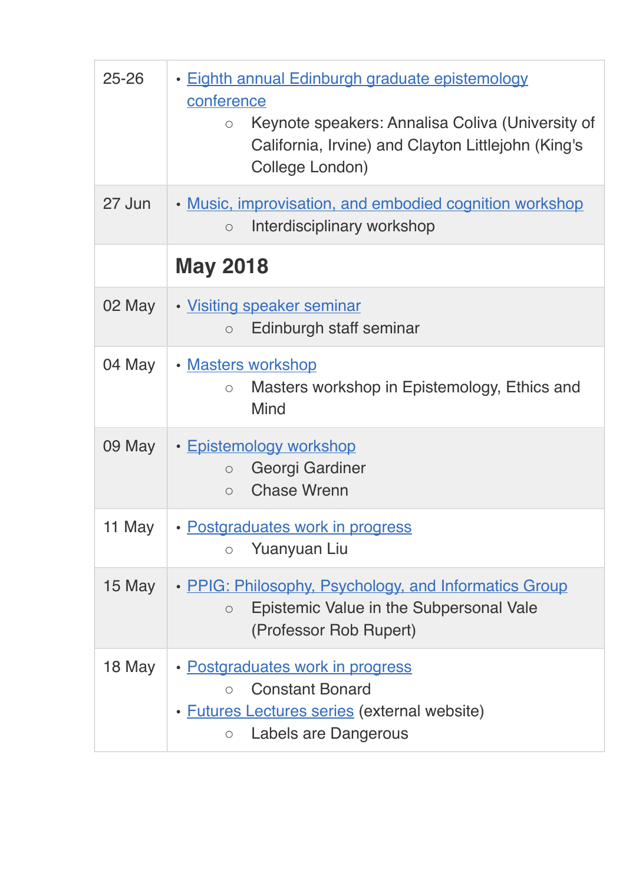| | |
|---|---|
| 25-26 | • Eighth annual Edinburgh graduate epistemology conference<br>  ○ Keynote speakers: Annalisa Coliva (University of California, Irvine) and Clayton Littlejohn (King's College London) |
| 27 Jun | • Music, improvisation, and embodied cognition workshop<br>  ○ Interdisciplinary workshop |
| | **May 2018** |
| 02 May | • Visiting speaker seminar<br>  ○ Edinburgh staff seminar |
| 04 May | • Masters workshop<br>  ○ Masters workshop in Epistemology, Ethics and Mind |
| 09 May | • Epistemology workshop<br>  ○ Georgi Gardiner<br>  ○ Chase Wrenn |
| 11 May | • Postgraduates work in progress<br>  ○ Yuanyuan Liu |
| 15 May | • PPIG: Philosophy, Psychology, and Informatics Group<br>  ○ Epistemic Value in the Subpersonal Vale (Professor Rob Rupert) |
| 18 May | • Postgraduates work in progress<br>  ○ Constant Bonard<br>• Futures Lectures series (external website)<br>  ○ Labels are Dangerous |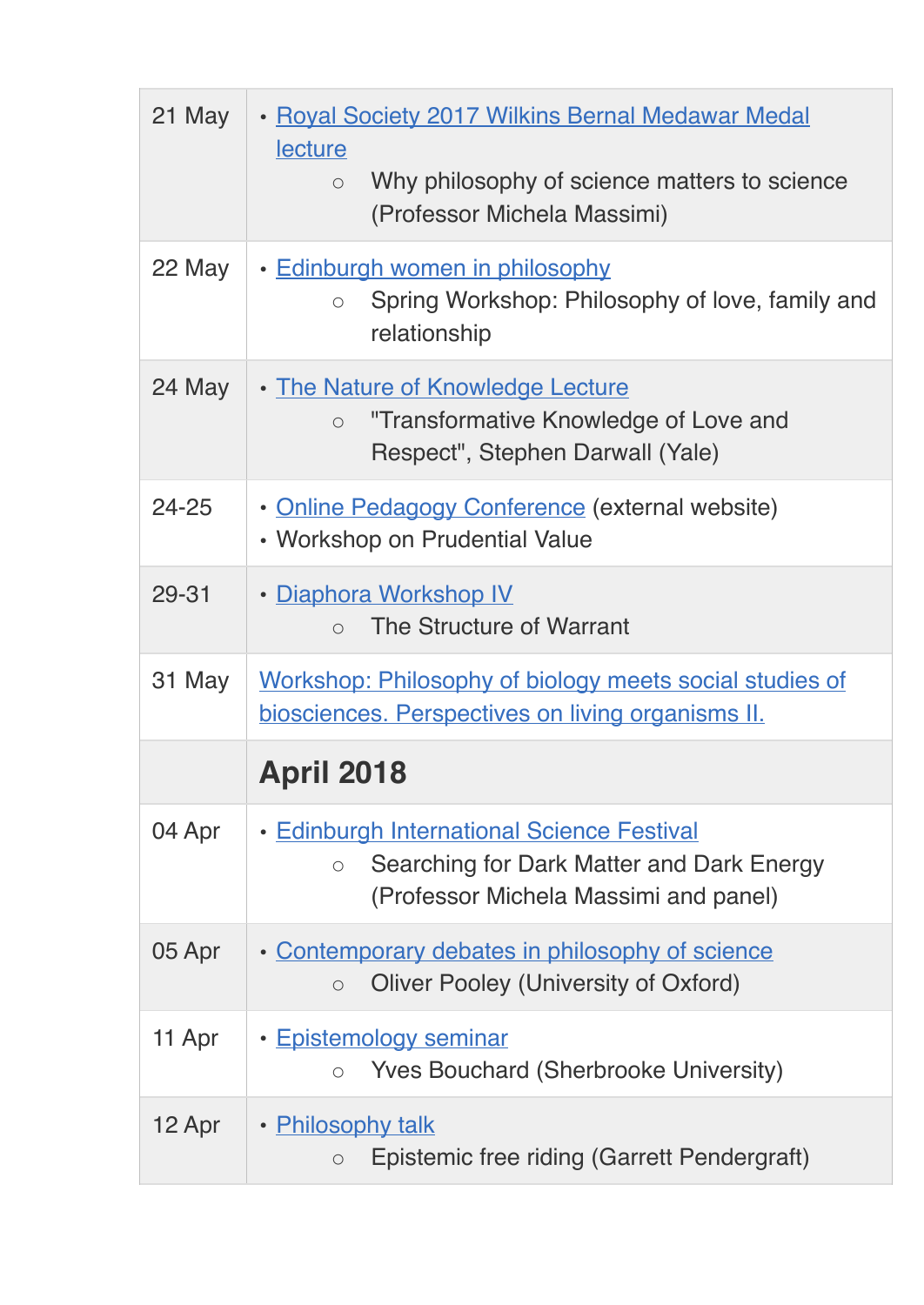| | |
|---|---|
| 21 May | • Royal Society 2017 Wilkins Bernal Medawar Medal lecture<br>    ○ Why philosophy of science matters to science (Professor Michela Massimi) |
| 22 May | • Edinburgh women in philosophy<br>    ○ Spring Workshop: Philosophy of love, family and relationship |
| 24 May | • The Nature of Knowledge Lecture<br>    ○ "Transformative Knowledge of Love and Respect", Stephen Darwall (Yale) |
| 24-25 | • Online Pedagogy Conference (external website)<br>• Workshop on Prudential Value |
| 29-31 | • Diaphora Workshop IV<br>    ○ The Structure of Warrant |
| 31 May | Workshop: Philosophy of biology meets social studies of biosciences. Perspectives on living organisms II. |
| | **April 2018** |
| 04 Apr | • Edinburgh International Science Festival<br>    ○ Searching for Dark Matter and Dark Energy (Professor Michela Massimi and panel) |
| 05 Apr | • Contemporary debates in philosophy of science<br>    ○ Oliver Pooley (University of Oxford) |
| 11 Apr | • Epistemology seminar<br>    ○ Yves Bouchard (Sherbrooke University) |
| 12 Apr | • Philosophy talk<br>    ○ Epistemic free riding (Garrett Pendergraft) |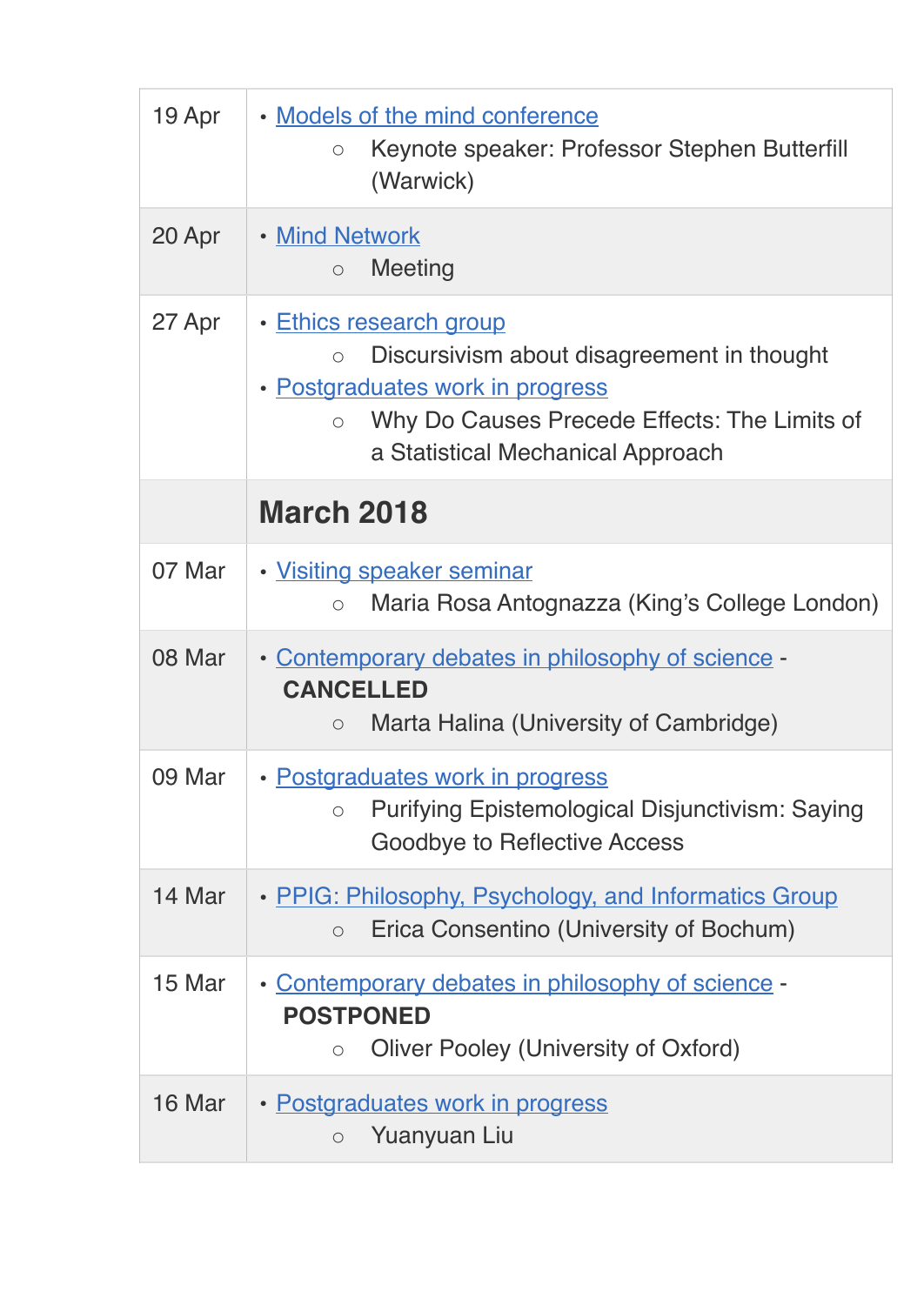| | |
|---|---|
| 19 Apr | • Models of the mind conference<br>○ Keynote speaker: Professor Stephen Butterfill (Warwick) |
| 20 Apr | • Mind Network<br>○ Meeting |
| 27 Apr | • Ethics research group<br>○ Discursivism about disagreement in thought<br>• Postgraduates work in progress<br>○ Why Do Causes Precede Effects: The Limits of a Statistical Mechanical Approach |
| | **March 2018** |
| 07 Mar | • Visiting speaker seminar<br>○ Maria Rosa Antognazza (King's College London) |
| 08 Mar | • Contemporary debates in philosophy of science - **CANCELLED**<br>○ Marta Halina (University of Cambridge) |
| 09 Mar | • Postgraduates work in progress<br>○ Purifying Epistemological Disjunctivism: Saying Goodbye to Reflective Access |
| 14 Mar | • PPIG: Philosophy, Psychology, and Informatics Group<br>○ Erica Consentino (University of Bochum) |
| 15 Mar | • Contemporary debates in philosophy of science - **POSTPONED**<br>○ Oliver Pooley (University of Oxford) |
| 16 Mar | • Postgraduates work in progress<br>○ Yuanyuan Liu |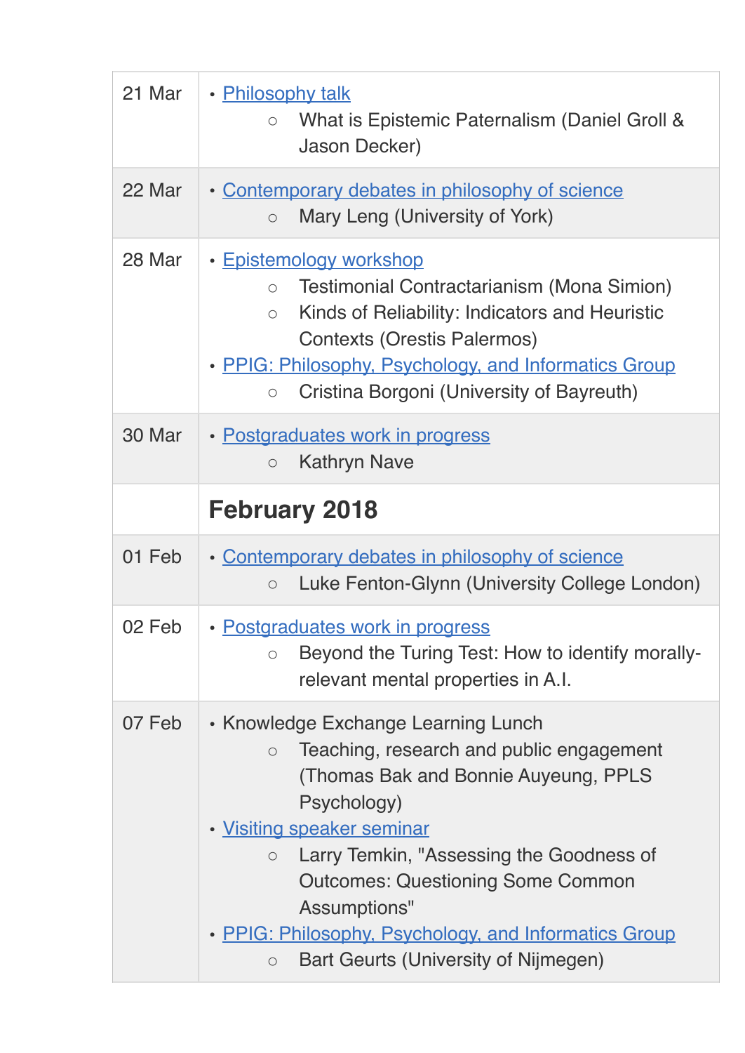| | |
|---|---|
| 21 Mar | • Philosophy talk<br>  ○ What is Epistemic Paternalism (Daniel Groll & Jason Decker) |
| 22 Mar | • Contemporary debates in philosophy of science<br>  ○ Mary Leng (University of York) |
| 28 Mar | • Epistemology workshop<br>  ○ Testimonial Contractarianism (Mona Simion)<br>  ○ Kinds of Reliability: Indicators and Heuristic Contexts (Orestis Palermos)<br>• PPIG: Philosophy, Psychology, and Informatics Group<br>  ○ Cristina Borgoni (University of Bayreuth) |
| 30 Mar | • Postgraduates work in progress<br>  ○ Kathryn Nave |
| | **February 2018** |
| 01 Feb | • Contemporary debates in philosophy of science<br>  ○ Luke Fenton-Glynn (University College London) |
| 02 Feb | • Postgraduates work in progress<br>  ○ Beyond the Turing Test: How to identify morally-relevant mental properties in A.I. |
| 07 Feb | • Knowledge Exchange Learning Lunch<br>  ○ Teaching, research and public engagement (Thomas Bak and Bonnie Auyeung, PPLS Psychology)<br>• Visiting speaker seminar<br>  ○ Larry Temkin, "Assessing the Goodness of Outcomes: Questioning Some Common Assumptions"<br>• PPIG: Philosophy, Psychology, and Informatics Group<br>  ○ Bart Geurts (University of Nijmegen) |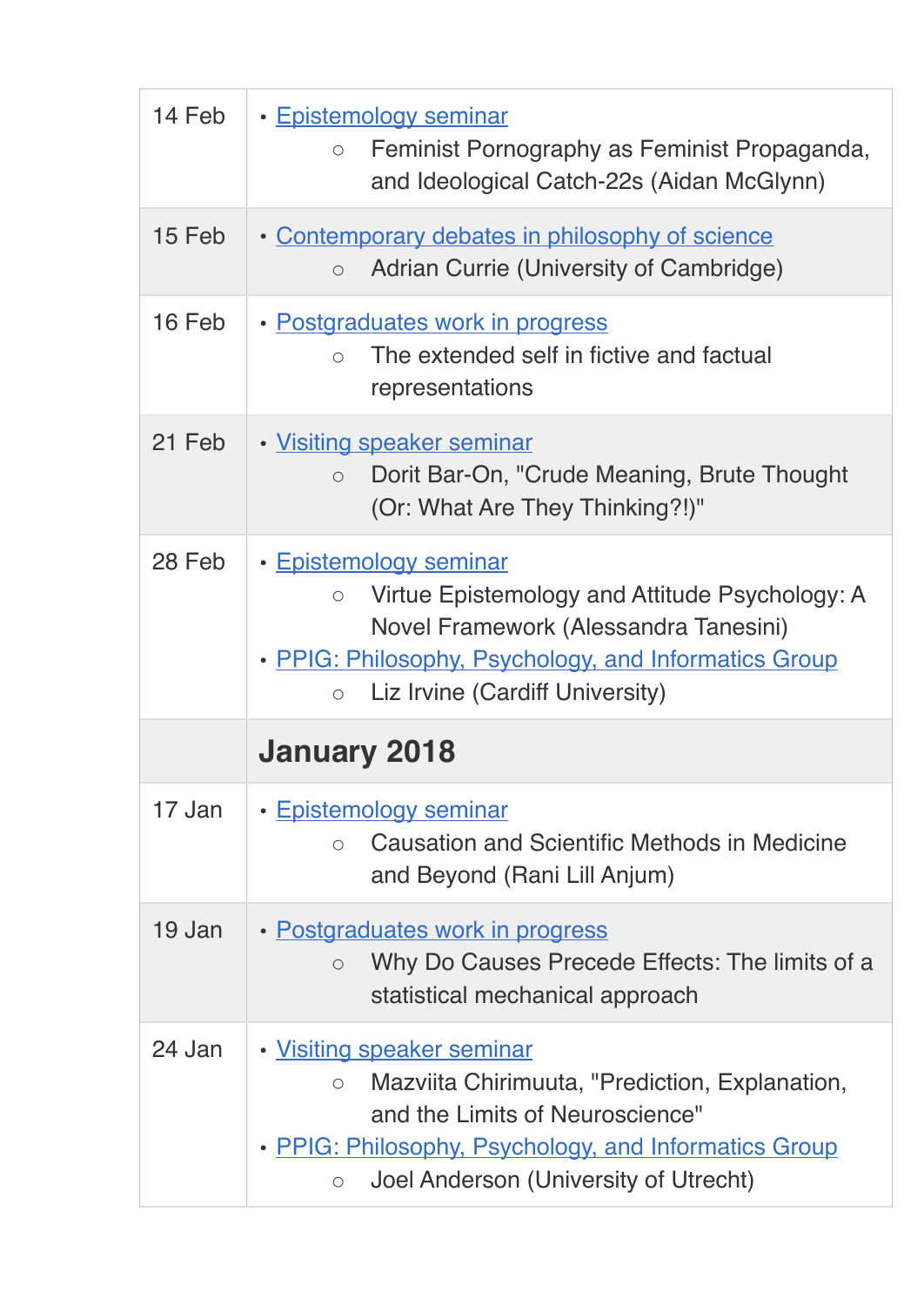| | |
|---|---|
| 14 Feb | • Epistemology seminar<br>&nbsp;&nbsp;&nbsp;&nbsp;○ Feminist Pornography as Feminist Propaganda, and Ideological Catch-22s (Aidan McGlynn) |
| 15 Feb | • Contemporary debates in philosophy of science<br>&nbsp;&nbsp;&nbsp;&nbsp;○ Adrian Currie (University of Cambridge) |
| 16 Feb | • Postgraduates work in progress<br>&nbsp;&nbsp;&nbsp;&nbsp;○ The extended self in fictive and factual representations |
| 21 Feb | • Visiting speaker seminar<br>&nbsp;&nbsp;&nbsp;&nbsp;○ Dorit Bar-On, "Crude Meaning, Brute Thought (Or: What Are They Thinking?!)" |
| 28 Feb | • Epistemology seminar<br>&nbsp;&nbsp;&nbsp;&nbsp;○ Virtue Epistemology and Attitude Psychology: A Novel Framework (Alessandra Tanesini)<br>• PPIG: Philosophy, Psychology, and Informatics Group<br>&nbsp;&nbsp;&nbsp;&nbsp;○ Liz Irvine (Cardiff University) |
| | **January 2018** |
| 17 Jan | • Epistemology seminar<br>&nbsp;&nbsp;&nbsp;&nbsp;○ Causation and Scientific Methods in Medicine and Beyond (Rani Lill Anjum) |
| 19 Jan | • Postgraduates work in progress<br>&nbsp;&nbsp;&nbsp;&nbsp;○ Why Do Causes Precede Effects: The limits of a statistical mechanical approach |
| 24 Jan | • Visiting speaker seminar<br>&nbsp;&nbsp;&nbsp;&nbsp;○ Mazviita Chirimuuta, "Prediction, Explanation, and the Limits of Neuroscience"<br>• PPIG: Philosophy, Psychology, and Informatics Group<br>&nbsp;&nbsp;&nbsp;&nbsp;○ Joel Anderson (University of Utrecht) |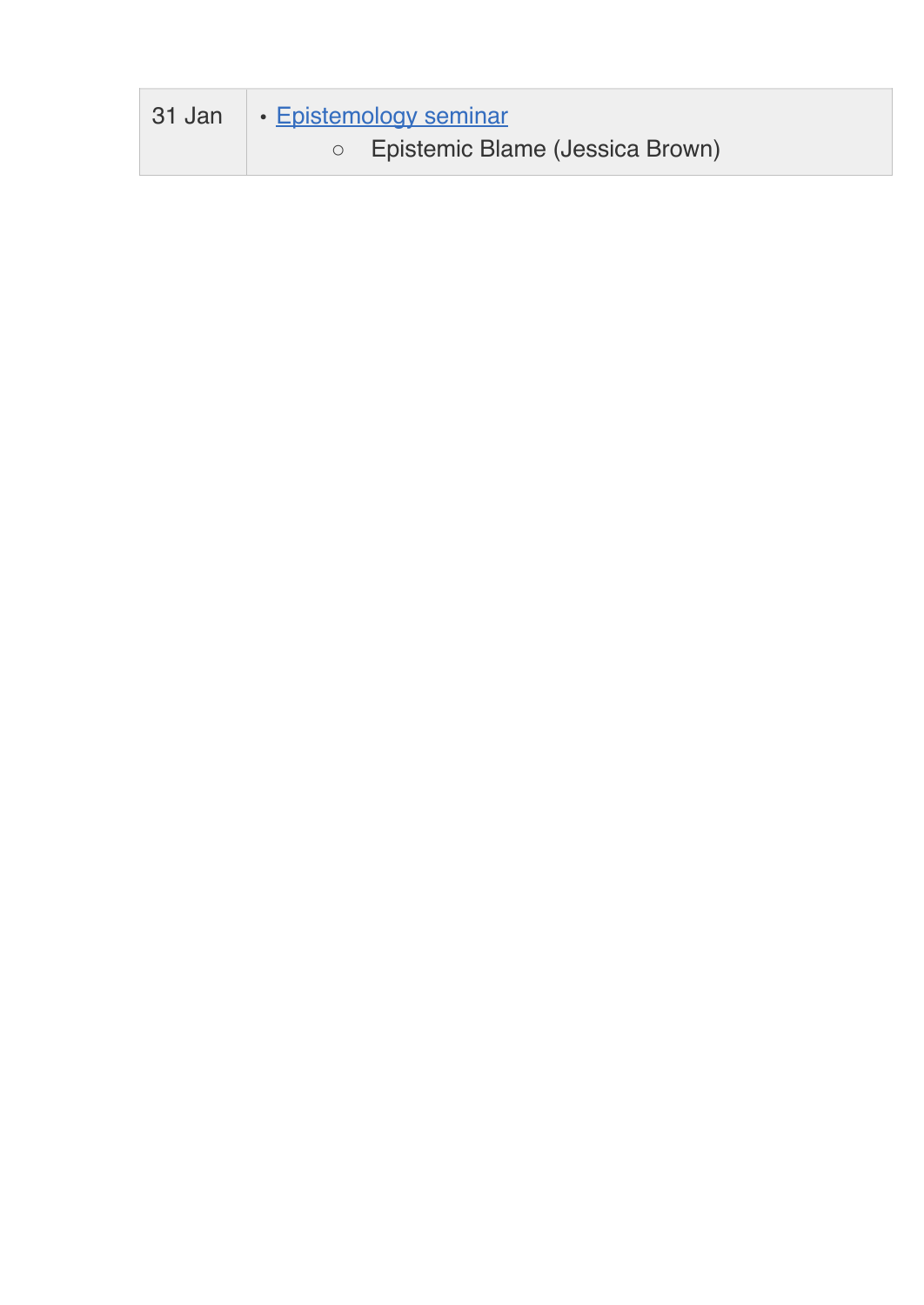| | |
|---|---|
| 31 Jan | • Epistemology seminar<br>○ Epistemic Blame (Jessica Brown) |